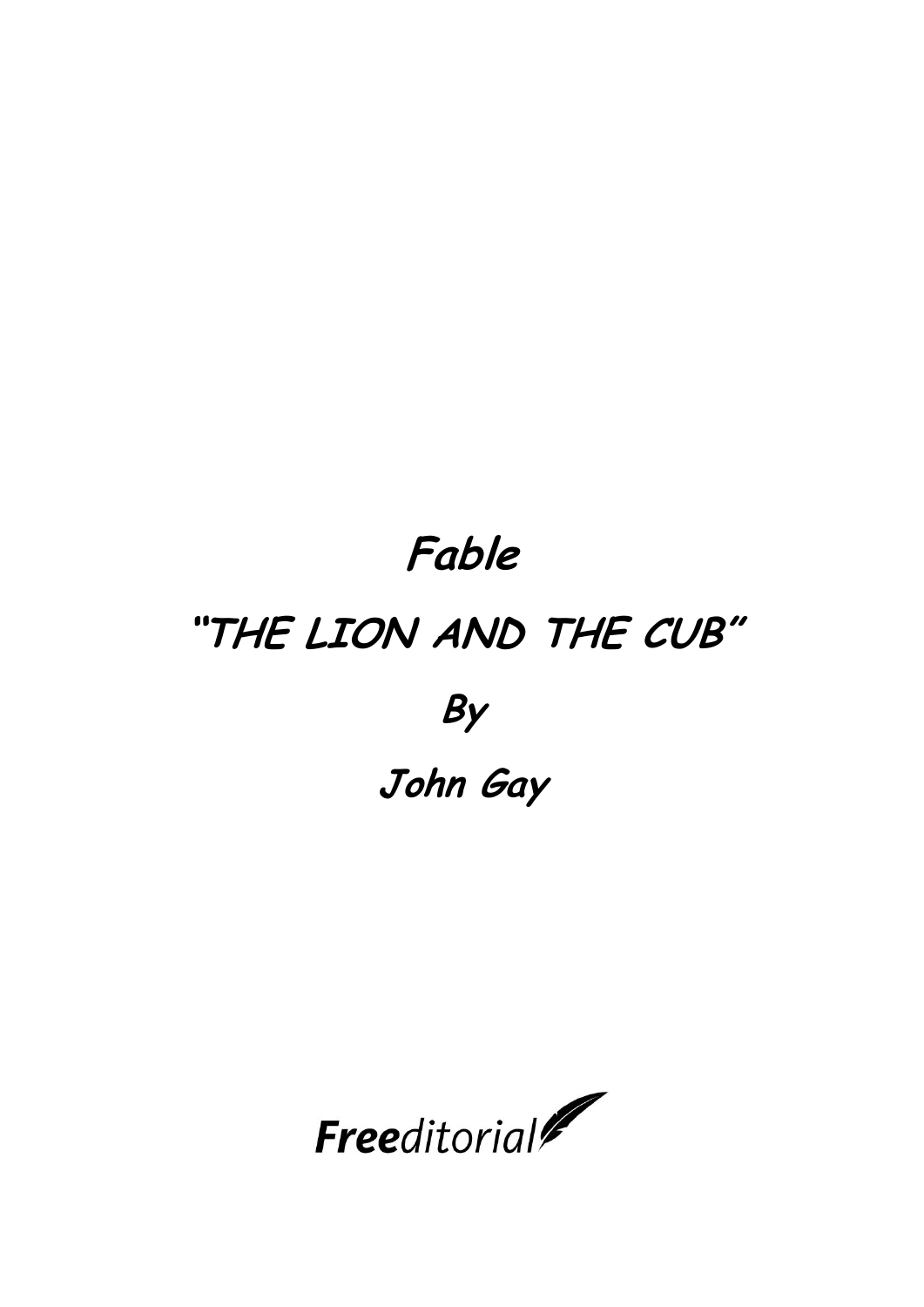# Fable

# "THE LION AND THE CUB"

## By

## John Gay

Freeditorial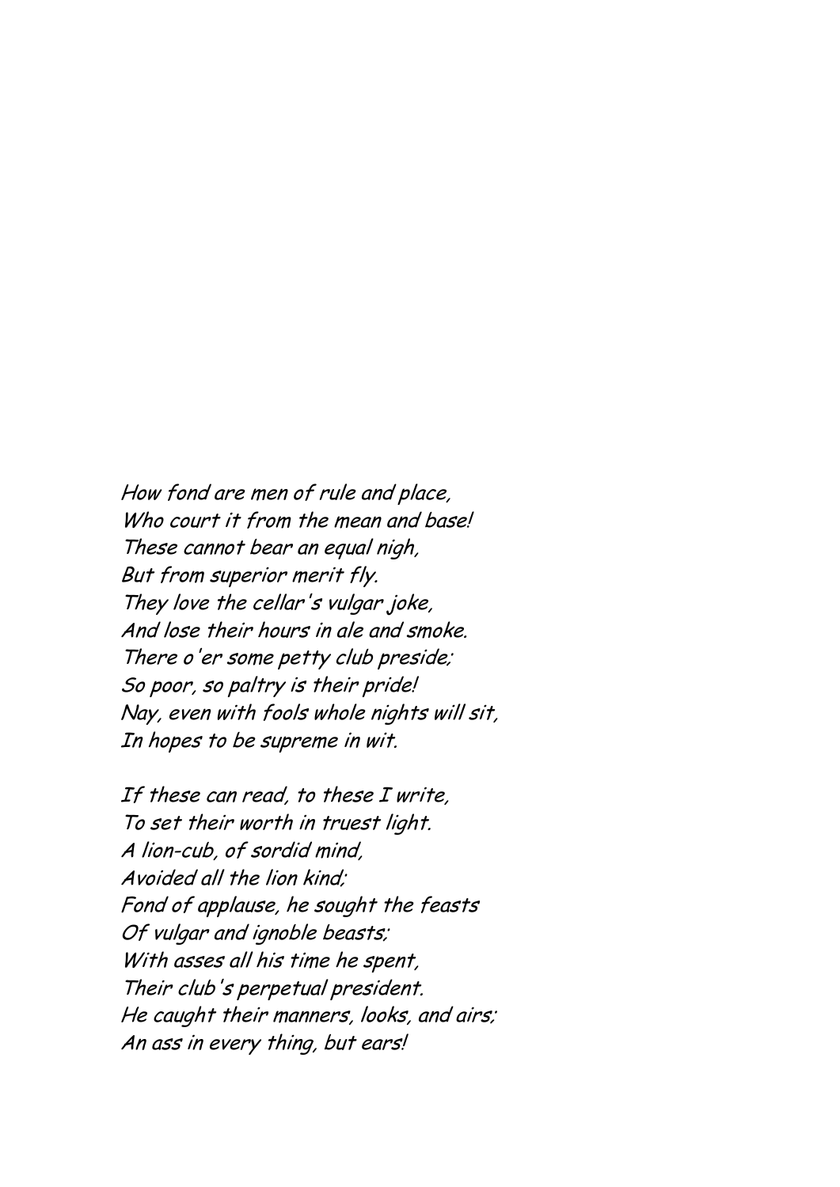*How fond are men of rule and place,*
*Who court it from the mean and base!*
*These cannot bear an equal nigh,*
*But from superior merit fly.*
*They love the cellar's vulgar joke,*
*And lose their hours in ale and smoke.*
*There o'er some petty club preside;*
*So poor, so paltry is their pride!*
*Nay, even with fools whole nights will sit,*
*In hopes to be supreme in wit.*

*If these can read, to these I write,*
*To set their worth in truest light.*
*A lion-cub, of sordid mind,*
*Avoided all the lion kind;*
*Fond of applause, he sought the feasts*
*Of vulgar and ignoble beasts;*
*With asses all his time he spent,*
*Their club's perpetual president.*
*He caught their manners, looks, and airs;*
*An ass in every thing, but ears!*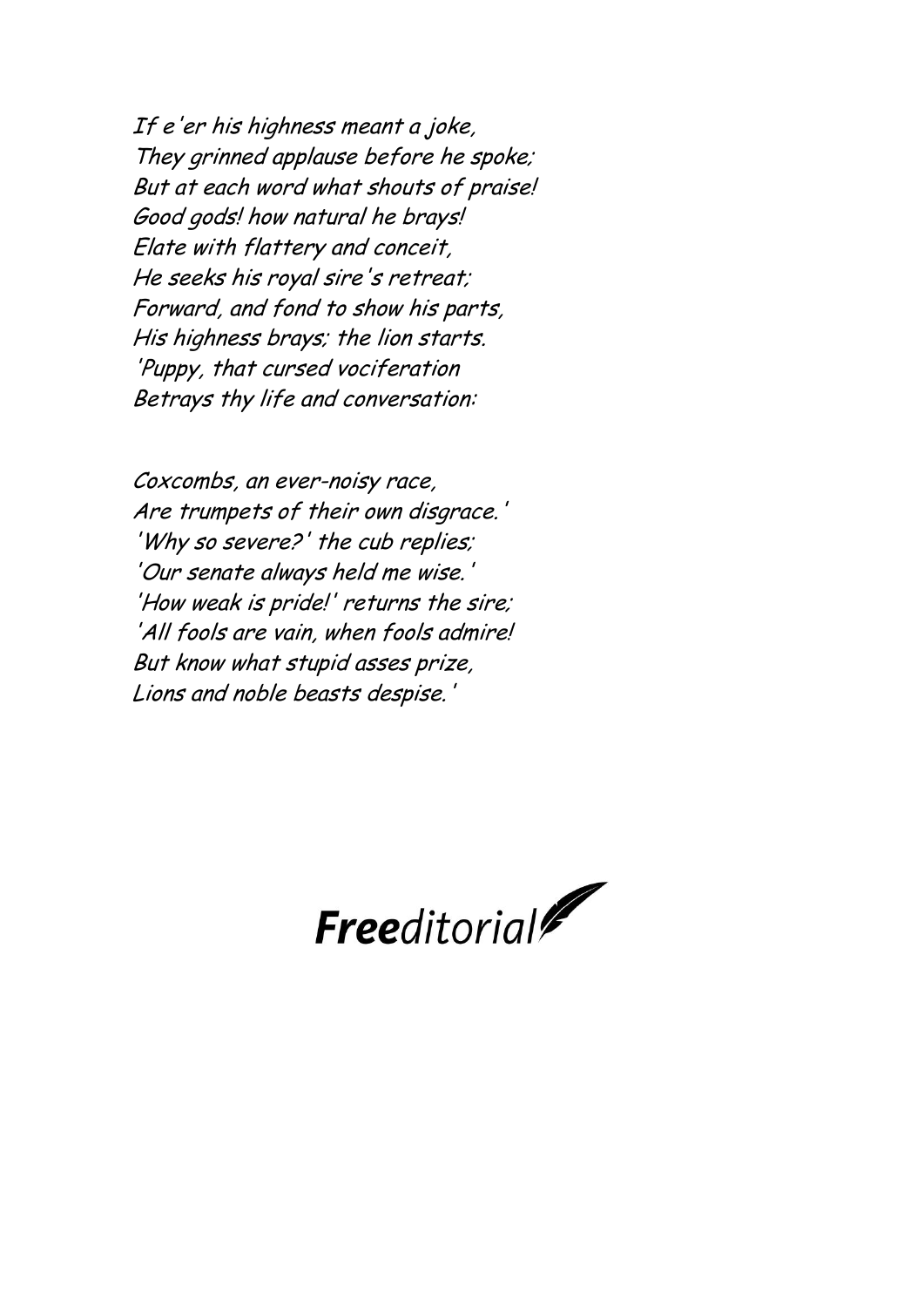*If e'er his highness meant a joke,*
*They grinned applause before he spoke;*
*But at each word what shouts of praise!*
*Good gods! how natural he brays!*
*Elate with flattery and conceit,*
*He seeks his royal sire's retreat;*
*Forward, and fond to show his parts,*
*His highness brays; the lion starts.*
*'Puppy, that cursed vociferation*
*Betrays thy life and conversation:*

*Coxcombs, an ever-noisy race,*
*Are trumpets of their own disgrace.'*
*'Why so severe?' the cub replies;*
*'Our senate always held me wise.'*
*'How weak is pride!' returns the sire;*
*'All fools are vain, when fools admire!*
*But know what stupid asses prize,*
*Lions and noble beasts despise.'*